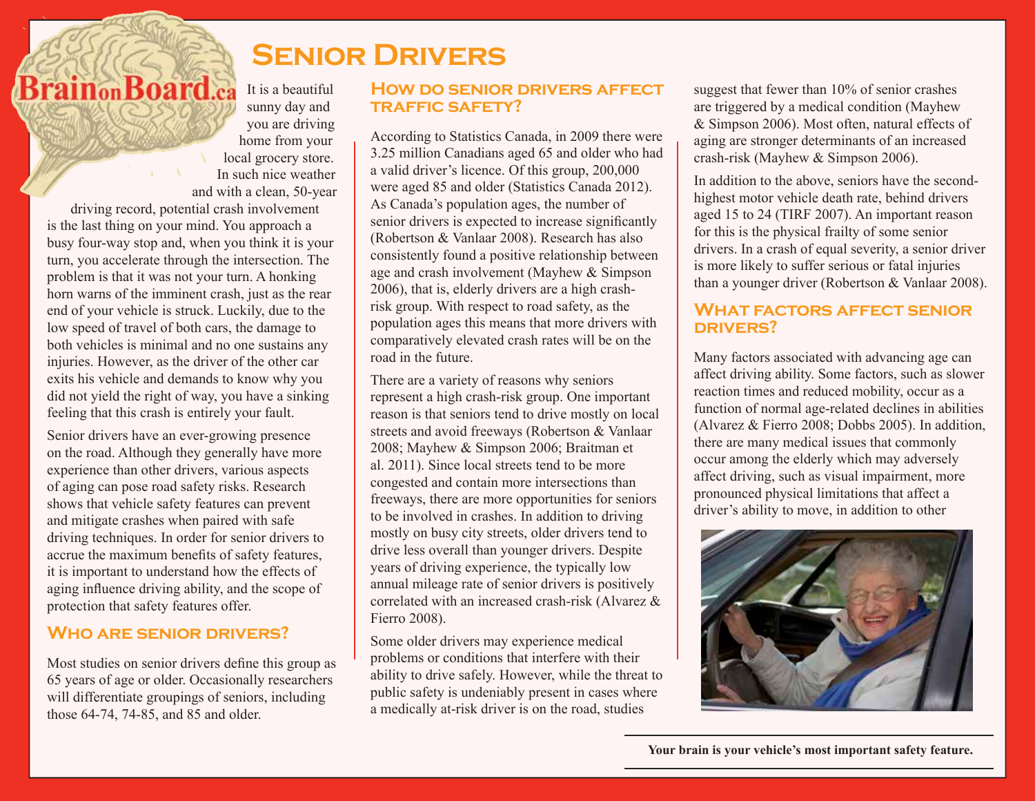# Senior Drivers

It is a beautiful sunny day and you are driving home from your local grocery store. In such nice weather and with a clean, 50-year driving record, potential crash involvement is the last thing on your mind. You approach a busy four-way stop and, when you think it is your turn, you accelerate through the intersection. The problem is that it was not your turn. A honking horn warns of the imminent crash, just as the rear end of your vehicle is struck. Luckily, due to the low speed of travel of both cars, the damage to both vehicles is minimal and no one sustains any injuries. However, as the driver of the other car exits his vehicle and demands to know why you did not yield the right of way, you have a sinking feeling that this crash is entirely your fault.

Senior drivers have an ever-growing presence on the road. Although they generally have more experience than other drivers, various aspects of aging can pose road safety risks. Research shows that vehicle safety features can prevent and mitigate crashes when paired with safe driving techniques. In order for senior drivers to accrue the maximum benefits of safety features, it is important to understand how the effects of aging influence driving ability, and the scope of protection that safety features offer.

## Who are senior drivers?

Most studies on senior drivers define this group as 65 years of age or older. Occasionally researchers will differentiate groupings of seniors, including those 64-74, 74-85, and 85 and older.

## How do senior drivers affect traffic safety?

According to Statistics Canada, in 2009 there were 3.25 million Canadians aged 65 and older who had a valid driver's licence. Of this group, 200,000 were aged 85 and older (Statistics Canada 2012). As Canada's population ages, the number of senior drivers is expected to increase significantly (Robertson & Vanlaar 2008). Research has also consistently found a positive relationship between age and crash involvement (Mayhew & Simpson 2006), that is, elderly drivers are a high crash-risk group. With respect to road safety, as the population ages this means that more drivers with comparatively elevated crash rates will be on the road in the future.

There are a variety of reasons why seniors represent a high crash-risk group. One important reason is that seniors tend to drive mostly on local streets and avoid freeways (Robertson & Vanlaar 2008; Mayhew & Simpson 2006; Braitman et al. 2011). Since local streets tend to be more congested and contain more intersections than freeways, there are more opportunities for seniors to be involved in crashes. In addition to driving mostly on busy city streets, older drivers tend to drive less overall than younger drivers. Despite years of driving experience, the typically low annual mileage rate of senior drivers is positively correlated with an increased crash-risk (Alvarez & Fierro 2008).

Some older drivers may experience medical problems or conditions that interfere with their ability to drive safely. However, while the threat to public safety is undeniably present in cases where a medically at-risk driver is on the road, studies suggest that fewer than 10% of senior crashes are triggered by a medical condition (Mayhew & Simpson 2006). Most often, natural effects of aging are stronger determinants of an increased crash-risk (Mayhew & Simpson 2006).

In addition to the above, seniors have the second-highest motor vehicle death rate, behind drivers aged 15 to 24 (TIRF 2007). An important reason for this is the physical frailty of some senior drivers. In a crash of equal severity, a senior driver is more likely to suffer serious or fatal injuries than a younger driver (Robertson & Vanlaar 2008).

## What factors affect senior drivers?

Many factors associated with advancing age can affect driving ability. Some factors, such as slower reaction times and reduced mobility, occur as a function of normal age-related declines in abilities (Alvarez & Fierro 2008; Dobbs 2005). In addition, there are many medical issues that commonly occur among the elderly which may adversely affect driving, such as visual impairment, more pronounced physical limitations that affect a driver's ability to move, in addition to other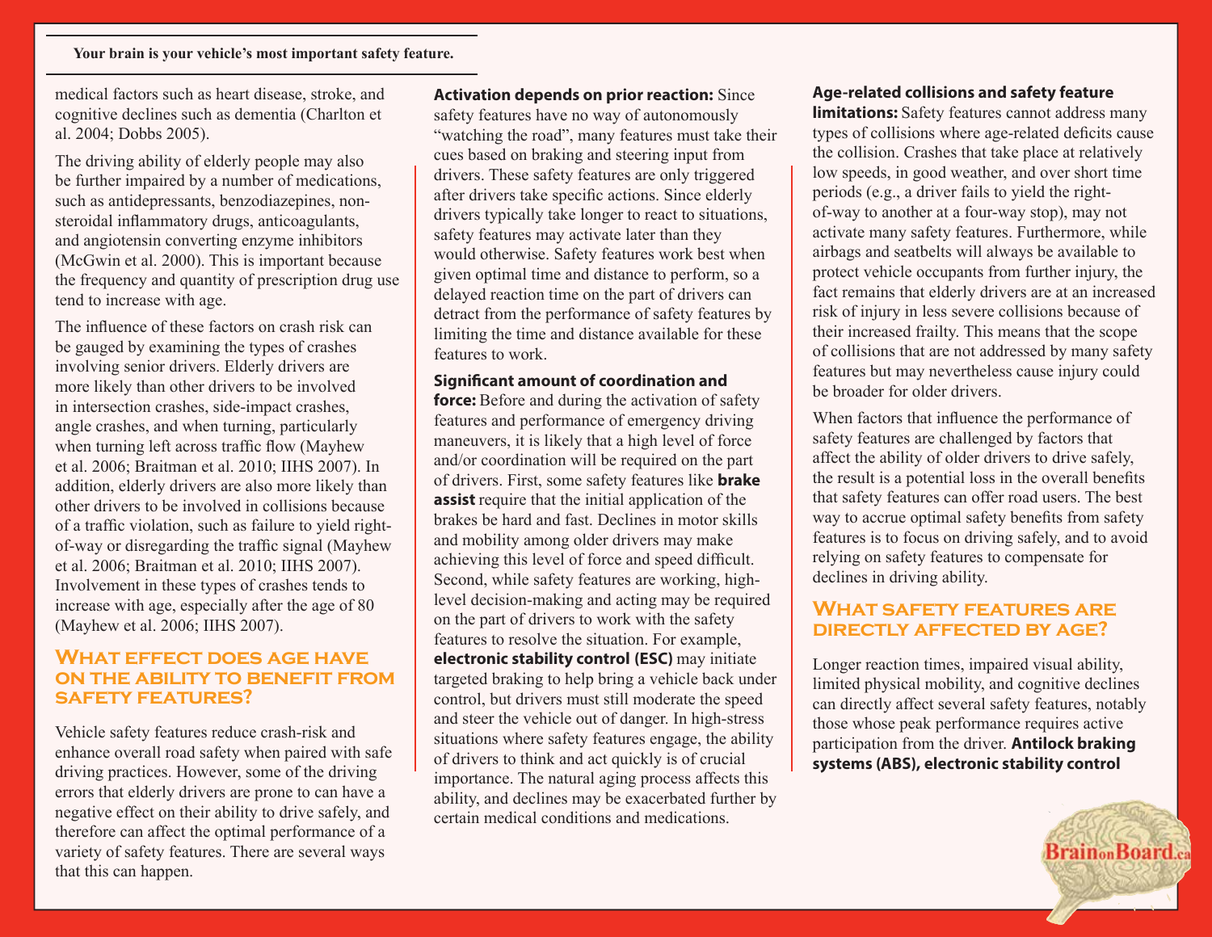medical factors such as heart disease, stroke, and cognitive declines such as dementia (Charlton et al. 2004; Dobbs 2005).

The driving ability of elderly people may also be further impaired by a number of medications, such as antidepressants, benzodiazepines, non-steroidal inflammatory drugs, anticoagulants, and angiotensin converting enzyme inhibitors (McGwin et al. 2000). This is important because the frequency and quantity of prescription drug use tend to increase with age.

The influence of these factors on crash risk can be gauged by examining the types of crashes involving senior drivers. Elderly drivers are more likely than other drivers to be involved in intersection crashes, side-impact crashes, angle crashes, and when turning, particularly when turning left across traffic flow (Mayhew et al. 2006; Braitman et al. 2010; IIHS 2007). In addition, elderly drivers are also more likely than other drivers to be involved in collisions because of a traffic violation, such as failure to yield right-of-way or disregarding the traffic signal (Mayhew et al. 2006; Braitman et al. 2010; IIHS 2007). Involvement in these types of crashes tends to increase with age, especially after the age of 80 (Mayhew et al. 2006; IIHS 2007).

## What effect does age have on the ability to benefit from safety features?

Vehicle safety features reduce crash-risk and enhance overall road safety when paired with safe driving practices. However, some of the driving errors that elderly drivers are prone to can have a negative effect on their ability to drive safely, and therefore can affect the optimal performance of a variety of safety features. There are several ways that this can happen.

**Activation depends on prior reaction:** Since safety features have no way of autonomously "watching the road", many features must take their cues based on braking and steering input from drivers. These safety features are only triggered after drivers take specific actions. Since elderly drivers typically take longer to react to situations, safety features may activate later than they would otherwise. Safety features work best when given optimal time and distance to perform, so a delayed reaction time on the part of drivers can detract from the performance of safety features by limiting the time and distance available for these features to work.

**Significant amount of coordination and force:** Before and during the activation of safety features and performance of emergency driving maneuvers, it is likely that a high level of force and/or coordination will be required on the part of drivers. First, some safety features like **brake assist** require that the initial application of the brakes be hard and fast. Declines in motor skills and mobility among older drivers may make achieving this level of force and speed difficult. Second, while safety features are working, high-level decision-making and acting may be required on the part of drivers to work with the safety features to resolve the situation. For example, **electronic stability control (ESC)** may initiate targeted braking to help bring a vehicle back under control, but drivers must still moderate the speed and steer the vehicle out of danger. In high-stress situations where safety features engage, the ability of drivers to think and act quickly is of crucial importance. The natural aging process affects this ability, and declines may be exacerbated further by certain medical conditions and medications.

**Age-related collisions and safety feature limitations:** Safety features cannot address many types of collisions where age-related deficits cause the collision. Crashes that take place at relatively low speeds, in good weather, and over short time periods (e.g., a driver fails to yield the right-of-way to another at a four-way stop), may not activate many safety features. Furthermore, while airbags and seatbelts will always be available to protect vehicle occupants from further injury, the fact remains that elderly drivers are at an increased risk of injury in less severe collisions because of their increased frailty. This means that the scope of collisions that are not addressed by many safety features but may nevertheless cause injury could be broader for older drivers.

When factors that influence the performance of safety features are challenged by factors that affect the ability of older drivers to drive safely, the result is a potential loss in the overall benefits that safety features can offer road users. The best way to accrue optimal safety benefits from safety features is to focus on driving safely, and to avoid relying on safety features to compensate for declines in driving ability.

## What safety features are directly affected by age?

Longer reaction times, impaired visual ability, limited physical mobility, and cognitive declines can directly affect several safety features, notably those whose peak performance requires active participation from the driver. **Antilock braking systems (ABS), electronic stability control**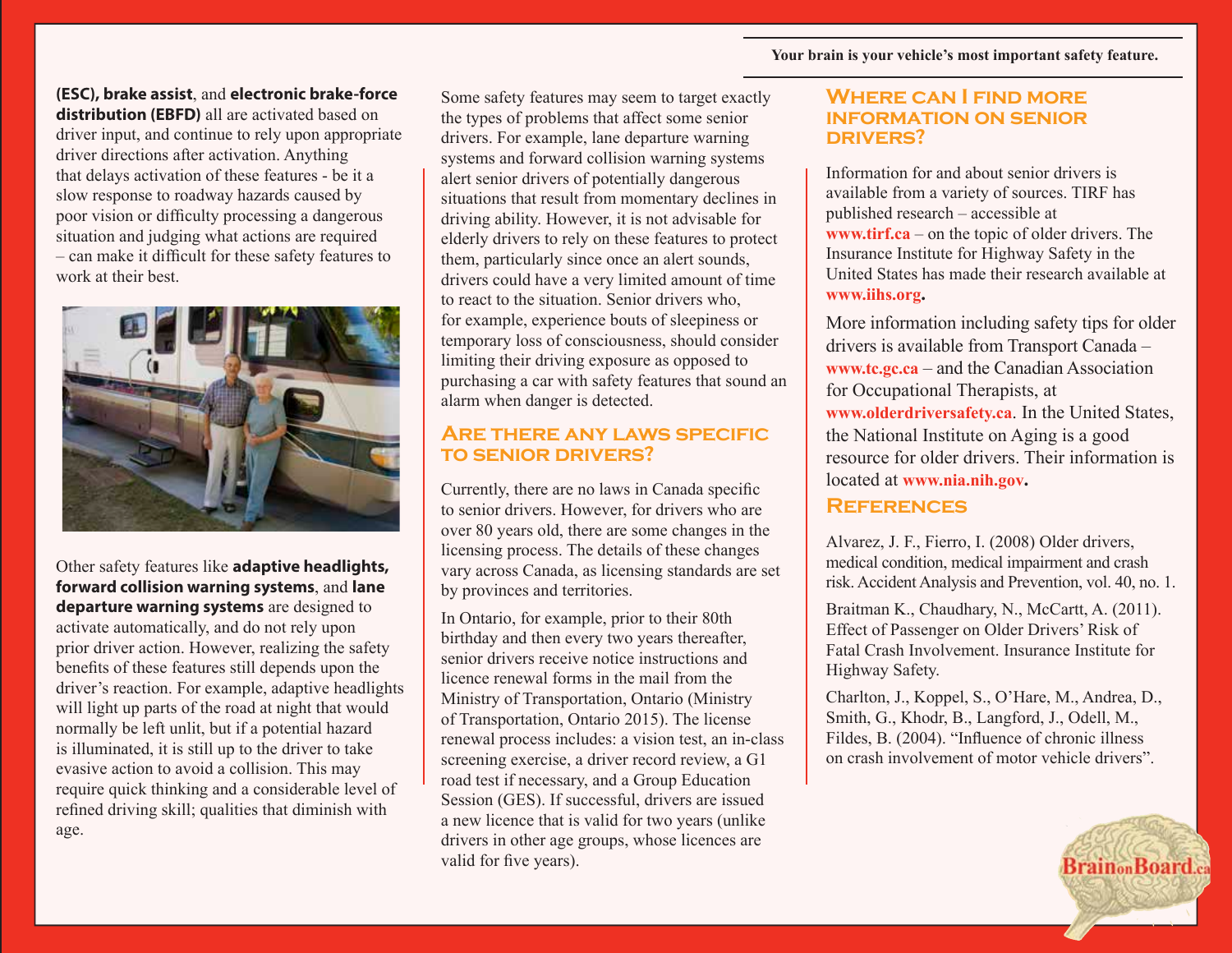**(ESC), brake assist**, and **electronic brake-force distribution (EBFD)** all are activated based on driver input, and continue to rely upon appropriate driver directions after activation. Anything that delays activation of these features - be it a slow response to roadway hazards caused by poor vision or difficulty processing a dangerous situation and judging what actions are required – can make it difficult for these safety features to work at their best.

Other safety features like **adaptive headlights, forward collision warning systems**, and **lane departure warning systems** are designed to activate automatically, and do not rely upon prior driver action. However, realizing the safety benefits of these features still depends upon the driver's reaction. For example, adaptive headlights will light up parts of the road at night that would normally be left unlit, but if a potential hazard is illuminated, it is still up to the driver to take evasive action to avoid a collision. This may require quick thinking and a considerable level of refined driving skill; qualities that diminish with age.

Some safety features may seem to target exactly the types of problems that affect some senior drivers. For example, lane departure warning systems and forward collision warning systems alert senior drivers of potentially dangerous situations that result from momentary declines in driving ability. However, it is not advisable for elderly drivers to rely on these features to protect them, particularly since once an alert sounds, drivers could have a very limited amount of time to react to the situation. Senior drivers who, for example, experience bouts of sleepiness or temporary loss of consciousness, should consider limiting their driving exposure as opposed to purchasing a car with safety features that sound an alarm when danger is detected.

## Are there any laws specific to senior drivers?

Currently, there are no laws in Canada specific to senior drivers. However, for drivers who are over 80 years old, there are some changes in the licensing process. The details of these changes vary across Canada, as licensing standards are set by provinces and territories.

In Ontario, for example, prior to their 80th birthday and then every two years thereafter, senior drivers receive notice instructions and licence renewal forms in the mail from the Ministry of Transportation, Ontario (Ministry of Transportation, Ontario 2015). The license renewal process includes: a vision test, an in-class screening exercise, a driver record review, a G1 road test if necessary, and a Group Education Session (GES). If successful, drivers are issued a new licence that is valid for two years (unlike drivers in other age groups, whose licences are valid for five years).

## Where can I find more information on senior drivers?

Information for and about senior drivers is available from a variety of sources. TIRF has published research – accessible at **www.tirf.ca** – on the topic of older drivers. The Insurance Institute for Highway Safety in the United States has made their research available at **www.iihs.org**.

More information including safety tips for older drivers is available from Transport Canada – **www.tc.gc.ca** – and the Canadian Association for Occupational Therapists, at **www.olderdriversafety.ca**. In the United States, the National Institute on Aging is a good resource for older drivers. Their information is located at **www.nia.nih.gov**.

## References

Alvarez, J. F., Fierro, I. (2008) Older drivers, medical condition, medical impairment and crash risk. Accident Analysis and Prevention, vol. 40, no. 1.

Braitman K., Chaudhary, N., McCartt, A. (2011). Effect of Passenger on Older Drivers' Risk of Fatal Crash Involvement. Insurance Institute for Highway Safety.

Charlton, J., Koppel, S., O'Hare, M., Andrea, D., Smith, G., Khodr, B., Langford, J., Odell, M., Fildes, B. (2004). "Influence of chronic illness on crash involvement of motor vehicle drivers".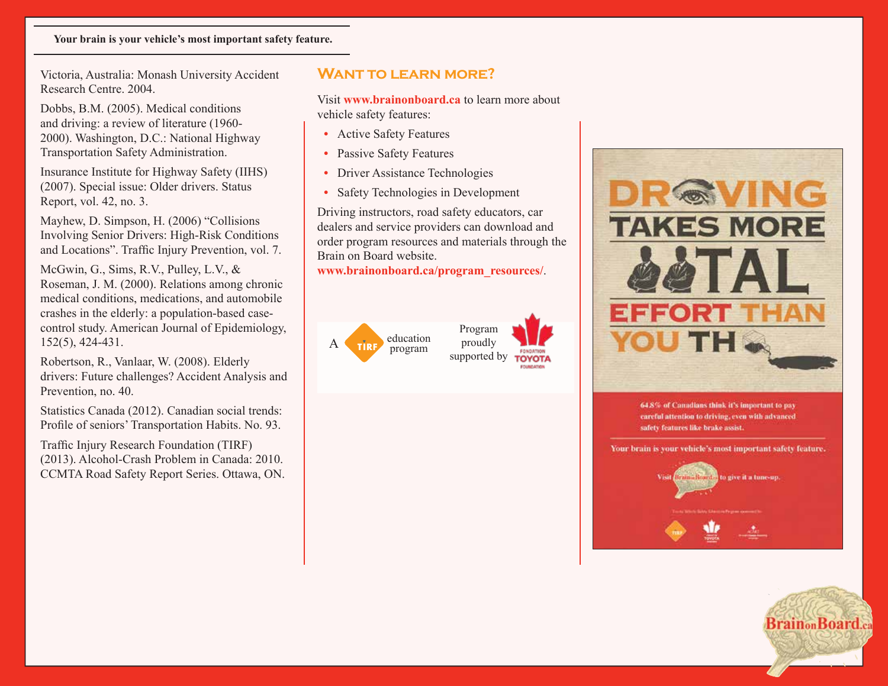**Your brain is your vehicle's most important safety feature.**

Victoria, Australia: Monash University Accident Research Centre. 2004.

Dobbs, B.M. (2005). Medical conditions and driving: a review of literature (1960-2000). Washington, D.C.: National Highway Transportation Safety Administration.

Insurance Institute for Highway Safety (IIHS) (2007). Special issue: Older drivers. Status Report, vol. 42, no. 3.

Mayhew, D. Simpson, H. (2006) "Collisions Involving Senior Drivers: High-Risk Conditions and Locations". Traffic Injury Prevention, vol. 7.

McGwin, G., Sims, R.V., Pulley, L.V., & Roseman, J. M. (2000). Relations among chronic medical conditions, medications, and automobile crashes in the elderly: a population-based case-control study. American Journal of Epidemiology, 152(5), 424-431.

Robertson, R., Vanlaar, W. (2008). Elderly drivers: Future challenges? Accident Analysis and Prevention, no. 40.

Statistics Canada (2012). Canadian social trends: Profile of seniors' Transportation Habits. No. 93.

Traffic Injury Research Foundation (TIRF) (2013). Alcohol-Crash Problem in Canada: 2010. CCMTA Road Safety Report Series. Ottawa, ON.

## Want to learn more?

Visit **www.brainonboard.ca** to learn more about vehicle safety features:

- Active Safety Features
- Passive Safety Features
- Driver Assistance Technologies
- Safety Technologies in Development

Driving instructors, road safety educators, car dealers and service providers can download and order program resources and materials through the Brain on Board website. **www.brainonboard.ca/program_resources/**.

A TIRF education program

Program proudly supported by Fondation Toyota Foundation

DRIVING TAKES MORE TOTAL EFFORT THAN YOU THINK

64.8% of Canadians think it's important to pay careful attention to driving, even with advanced safety features like brake assist.

Your brain is your vehicle's most important safety feature.

Visit BrainonBoard.ca to give it a tune-up.

BrainonBoard.ca